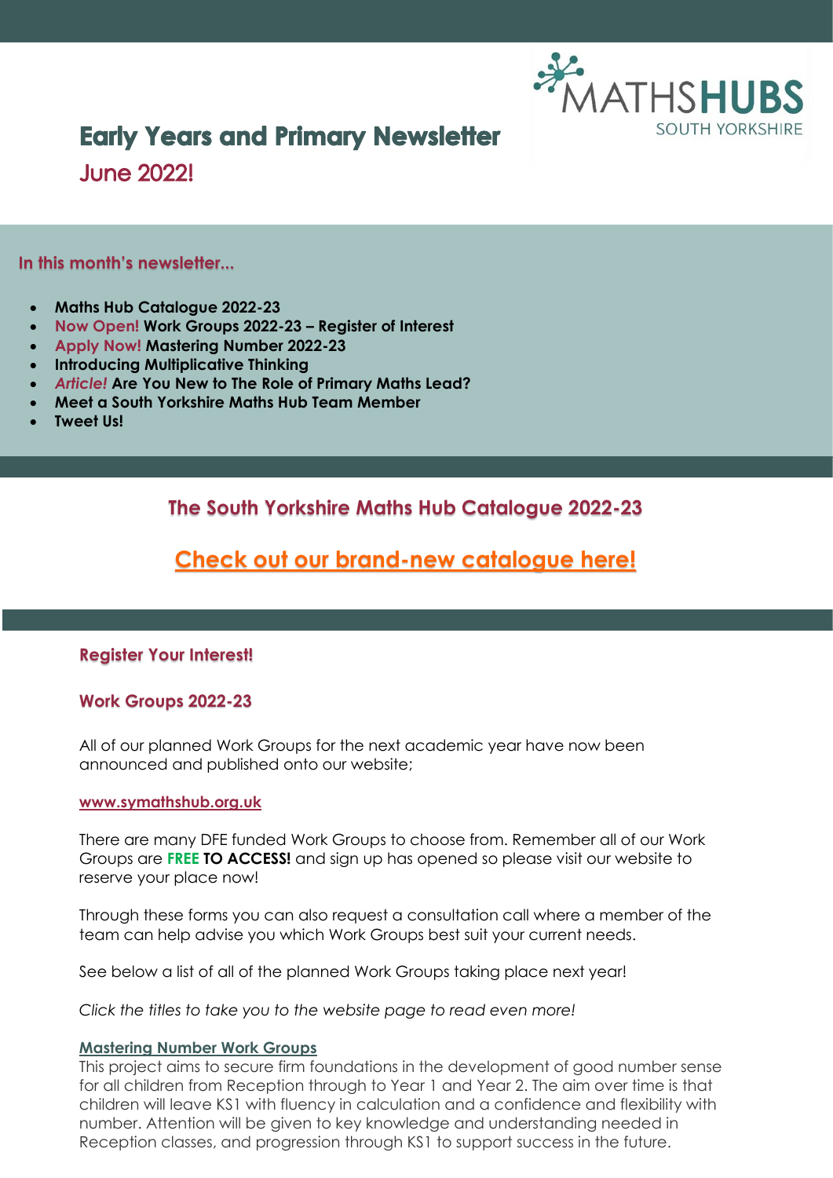MATHSHUBS SOUTH YORKSHIRE

# Early Years and Primary Newsletter

## June 2022!

### In this month's newsletter...

- **Maths Hub Catalogue 2022-23**
- Now Open! **Work Groups 2022-23 – Register of Interest**
- Apply Now! **Mastering Number 2022-23**
- **Introducing Multiplicative Thinking**
- *Article!* **Are You New to The Role of Primary Maths Lead?**
- **Meet a South Yorkshire Maths Hub Team Member**
- **Tweet Us!**

## The South Yorkshire Maths Hub Catalogue 2022-23

### Check out our brand-new catalogue here!

### Register Your Interest!

### Work Groups 2022-23

All of our planned Work Groups for the next academic year have now been announced and published onto our website;

www.symathshub.org.uk

There are many DFE funded Work Groups to choose from. Remember all of our Work Groups are **FREE TO ACCESS!** and sign up has opened so please visit our website to reserve your place now!

Through these forms you can also request a consultation call where a member of the team can help advise you which Work Groups best suit your current needs.

See below a list of all of the planned Work Groups taking place next year!

*Click the titles to take you to the website page to read even more!*

**Mastering Number Work Groups**
This project aims to secure firm foundations in the development of good number sense for all children from Reception through to Year 1 and Year 2. The aim over time is that children will leave KS1 with fluency in calculation and a confidence and flexibility with number. Attention will be given to key knowledge and understanding needed in Reception classes, and progression through KS1 to support success in the future.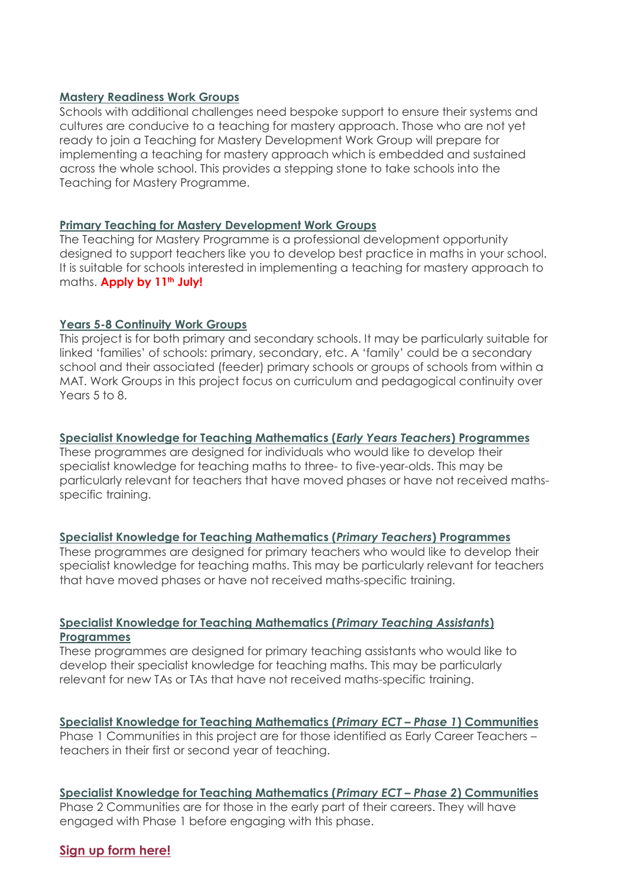**Mastery Readiness Work Groups**

Schools with additional challenges need bespoke support to ensure their systems and cultures are conducive to a teaching for mastery approach. Those who are not yet ready to join a Teaching for Mastery Development Work Group will prepare for implementing a teaching for mastery approach which is embedded and sustained across the whole school. This provides a stepping stone to take schools into the Teaching for Mastery Programme.

**Primary Teaching for Mastery Development Work Groups**

The Teaching for Mastery Programme is a professional development opportunity designed to support teachers like you to develop best practice in maths in your school. It is suitable for schools interested in implementing a teaching for mastery approach to maths. **Apply by 11th July!**

**Years 5-8 Continuity Work Groups**

This project is for both primary and secondary schools. It may be particularly suitable for linked 'families' of schools: primary, secondary, etc. A 'family' could be a secondary school and their associated (feeder) primary schools or groups of schools from within a MAT. Work Groups in this project focus on curriculum and pedagogical continuity over Years 5 to 8.

**Specialist Knowledge for Teaching Mathematics (*Early Years Teachers*) Programmes**

These programmes are designed for individuals who would like to develop their specialist knowledge for teaching maths to three- to five-year-olds. This may be particularly relevant for teachers that have moved phases or have not received maths-specific training.

**Specialist Knowledge for Teaching Mathematics (*Primary Teachers*) Programmes**

These programmes are designed for primary teachers who would like to develop their specialist knowledge for teaching maths. This may be particularly relevant for teachers that have moved phases or have not received maths-specific training.

**Specialist Knowledge for Teaching Mathematics (*Primary Teaching Assistants*) Programmes**

These programmes are designed for primary teaching assistants who would like to develop their specialist knowledge for teaching maths. This may be particularly relevant for new TAs or TAs that have not received maths-specific training.

**Specialist Knowledge for Teaching Mathematics (*Primary ECT – Phase 1*) Communities**

Phase 1 Communities in this project are for those identified as Early Career Teachers – teachers in their first or second year of teaching.

**Specialist Knowledge for Teaching Mathematics (*Primary ECT – Phase* 2) Communities**

Phase 2 Communities are for those in the early part of their careers. They will have engaged with Phase 1 before engaging with this phase.

**Sign up form here!**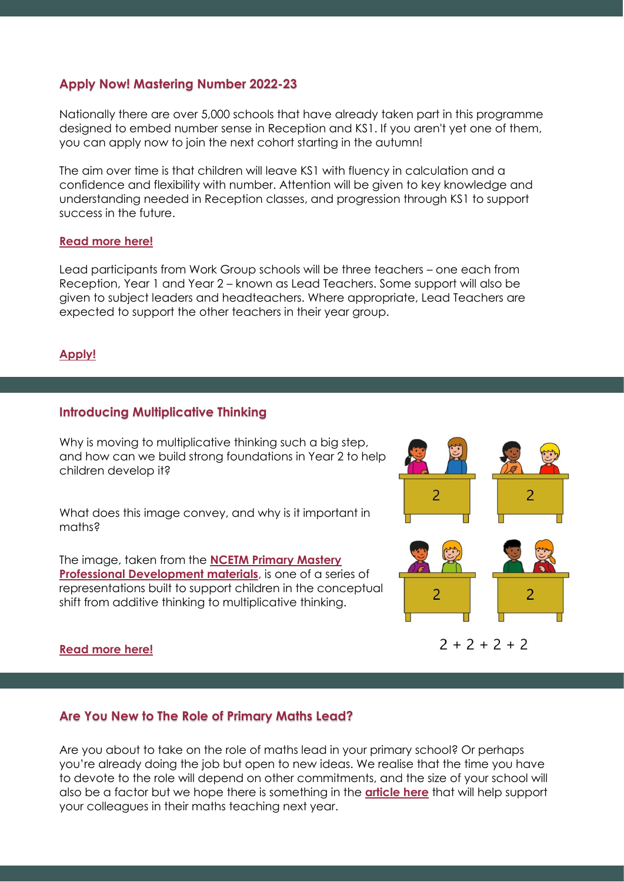## Apply Now! Mastering Number 2022-23

Nationally there are over 5,000 schools that have already taken part in this programme designed to embed number sense in Reception and KS1. If you aren't yet one of them, you can apply now to join the next cohort starting in the autumn!

The aim over time is that children will leave KS1 with fluency in calculation and a confidence and flexibility with number. Attention will be given to key knowledge and understanding needed in Reception classes, and progression through KS1 to support success in the future.

**Read more here!**

Lead participants from Work Group schools will be three teachers – one each from Reception, Year 1 and Year 2 – known as Lead Teachers. Some support will also be given to subject leaders and headteachers. Where appropriate, Lead Teachers are expected to support the other teachers in their year group.

**Apply!**

## Introducing Multiplicative Thinking

Why is moving to multiplicative thinking such a big step, and how can we build strong foundations in Year 2 to help children develop it?

What does this image convey, and why is it important in maths?

The image, taken from the **NCETM Primary Mastery Professional Development materials**, is one of a series of representations built to support children in the conceptual shift from additive thinking to multiplicative thinking.

$2 + 2 + 2 + 2$

**Read more here!**

## Are You New to The Role of Primary Maths Lead?

Are you about to take on the role of maths lead in your primary school? Or perhaps you're already doing the job but open to new ideas. We realise that the time you have to devote to the role will depend on other commitments, and the size of your school will also be a factor but we hope there is something in the **article here** that will help support your colleagues in their maths teaching next year.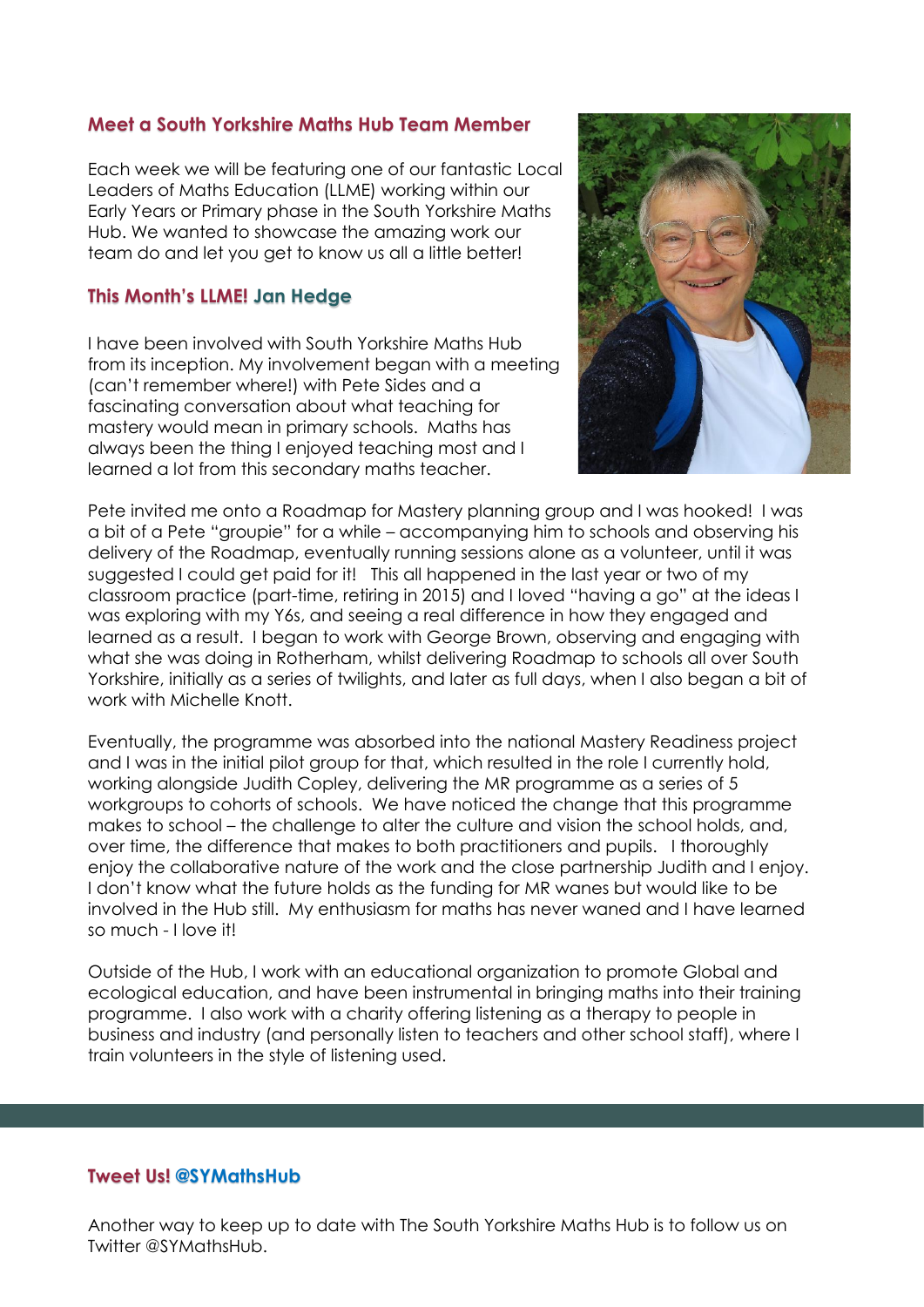## Meet a South Yorkshire Maths Hub Team Member

Each week we will be featuring one of our fantastic Local Leaders of Maths Education (LLME) working within our Early Years or Primary phase in the South Yorkshire Maths Hub. We wanted to showcase the amazing work our team do and let you get to know us all a little better!

### This Month's LLME! Jan Hedge

I have been involved with South Yorkshire Maths Hub from its inception. My involvement began with a meeting (can't remember where!) with Pete Sides and a fascinating conversation about what teaching for mastery would mean in primary schools. Maths has always been the thing I enjoyed teaching most and I learned a lot from this secondary maths teacher.

Pete invited me onto a Roadmap for Mastery planning group and I was hooked! I was a bit of a Pete "groupie" for a while – accompanying him to schools and observing his delivery of the Roadmap, eventually running sessions alone as a volunteer, until it was suggested I could get paid for it! This all happened in the last year or two of my classroom practice (part-time, retiring in 2015) and I loved "having a go" at the ideas I was exploring with my Y6s, and seeing a real difference in how they engaged and learned as a result. I began to work with George Brown, observing and engaging with what she was doing in Rotherham, whilst delivering Roadmap to schools all over South Yorkshire, initially as a series of twilights, and later as full days, when I also began a bit of work with Michelle Knott.

Eventually, the programme was absorbed into the national Mastery Readiness project and I was in the initial pilot group for that, which resulted in the role I currently hold, working alongside Judith Copley, delivering the MR programme as a series of 5 workgroups to cohorts of schools. We have noticed the change that this programme makes to school – the challenge to alter the culture and vision the school holds, and, over time, the difference that makes to both practitioners and pupils. I thoroughly enjoy the collaborative nature of the work and the close partnership Judith and I enjoy. I don't know what the future holds as the funding for MR wanes but would like to be involved in the Hub still. My enthusiasm for maths has never waned and I have learned so much - I love it!

Outside of the Hub, I work with an educational organization to promote Global and ecological education, and have been instrumental in bringing maths into their training programme. I also work with a charity offering listening as a therapy to people in business and industry (and personally listen to teachers and other school staff), where I train volunteers in the style of listening used.

## Tweet Us! @SYMathsHub

Another way to keep up to date with The South Yorkshire Maths Hub is to follow us on Twitter @SYMathsHub.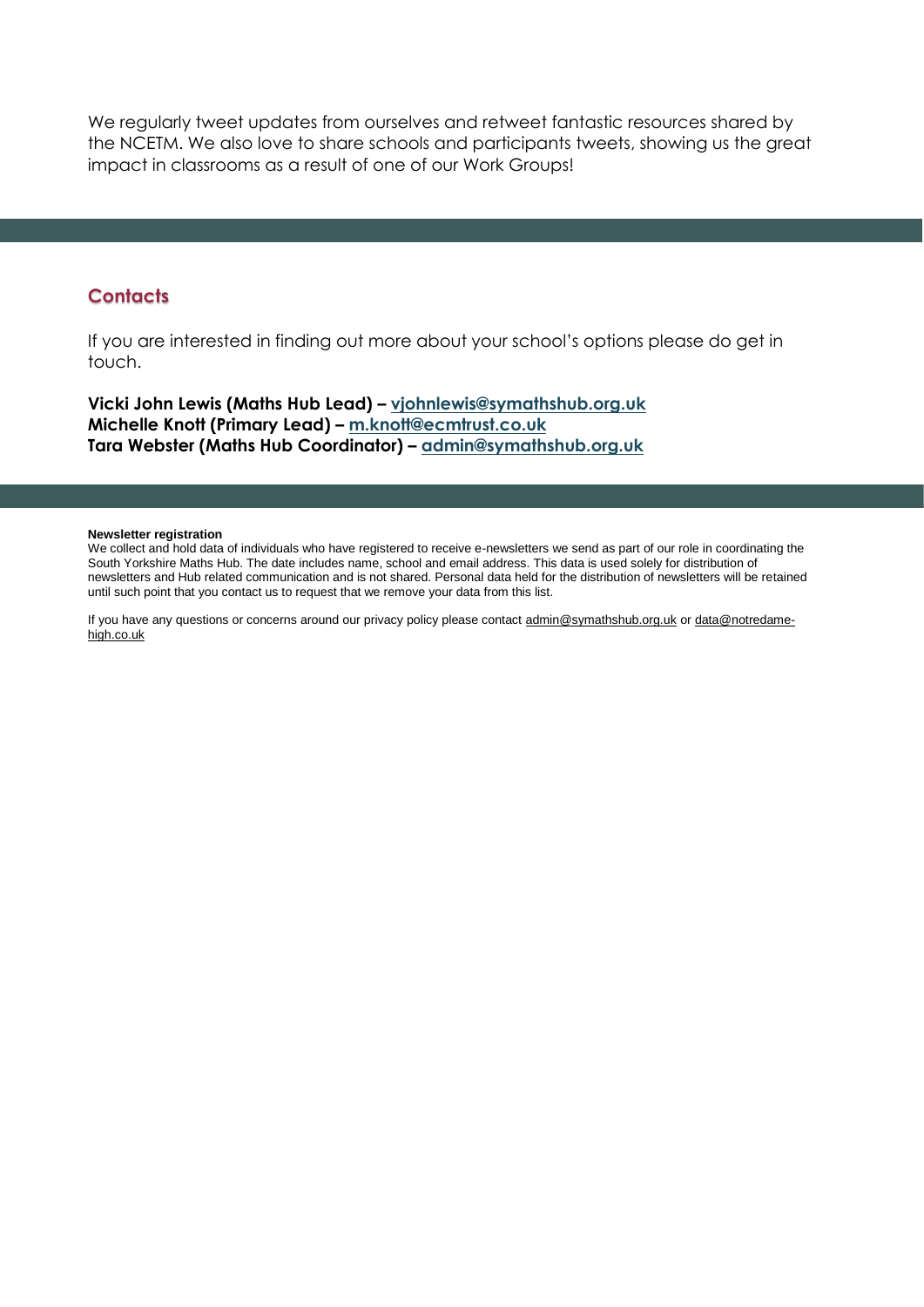We regularly tweet updates from ourselves and retweet fantastic resources shared by the NCETM. We also love to share schools and participants tweets, showing us the great impact in classrooms as a result of one of our Work Groups!

## Contacts

If you are interested in finding out more about your school's options please do get in touch.

**Vicki John Lewis (Maths Hub Lead) – vjohnlewis@symathshub.org.uk**
**Michelle Knott (Primary Lead) – m.knott@ecmtrust.co.uk**
**Tara Webster (Maths Hub Coordinator) – admin@symathshub.org.uk**

**Newsletter registration**
We collect and hold data of individuals who have registered to receive e-newsletters we send as part of our role in coordinating the South Yorkshire Maths Hub. The date includes name, school and email address. This data is used solely for distribution of newsletters and Hub related communication and is not shared. Personal data held for the distribution of newsletters will be retained until such point that you contact us to request that we remove your data from this list.

If you have any questions or concerns around our privacy policy please contact admin@symathshub.org.uk or data@notredame-high.co.uk